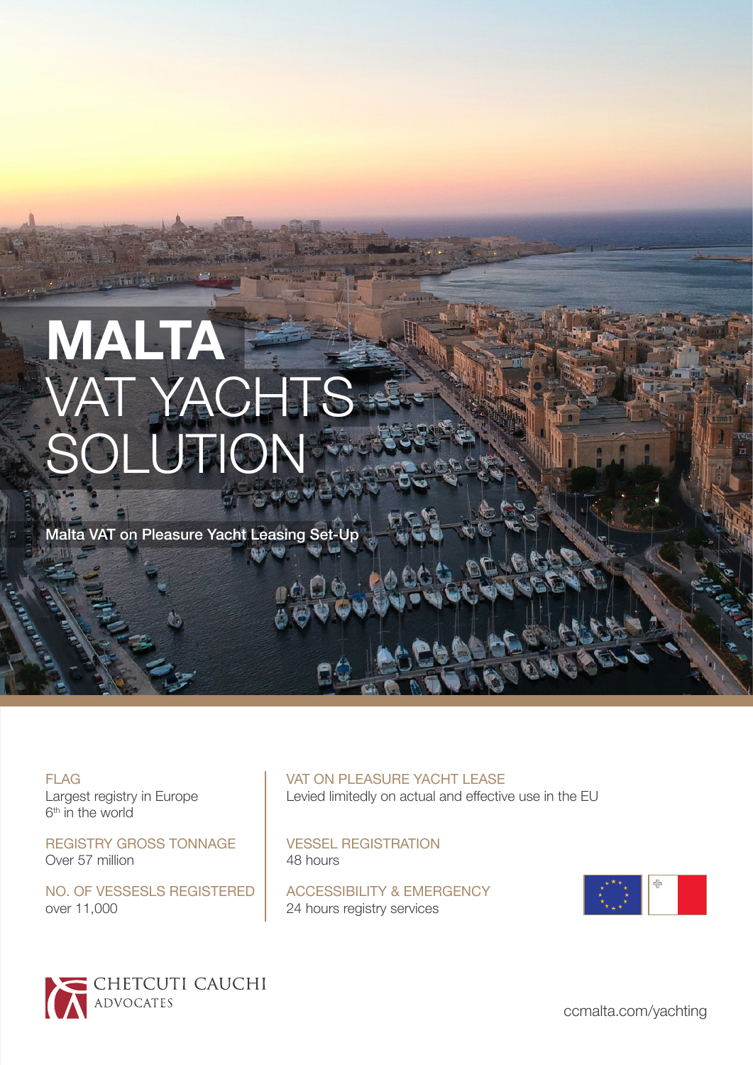# MALTA VAT YACHTS SOLUTION

Malta VAT on Pleasure Yacht Leasing Set-Up

FLAG
Largest registry in Europe
6th in the world

REGISTRY GROSS TONNAGE
Over 57 million

NO. OF VESSESLS REGISTERED
over 11,000

VAT ON PLEASURE YACHT LEASE
Levied limitedly on actual and effective use in the EU

VESSEL REGISTRATION
48 hours

ACCESSIBILITY & EMERGENCY
24 hours registry services

CHETCUTI CAUCHI
ADVOCATES

ccmalta.com/yachting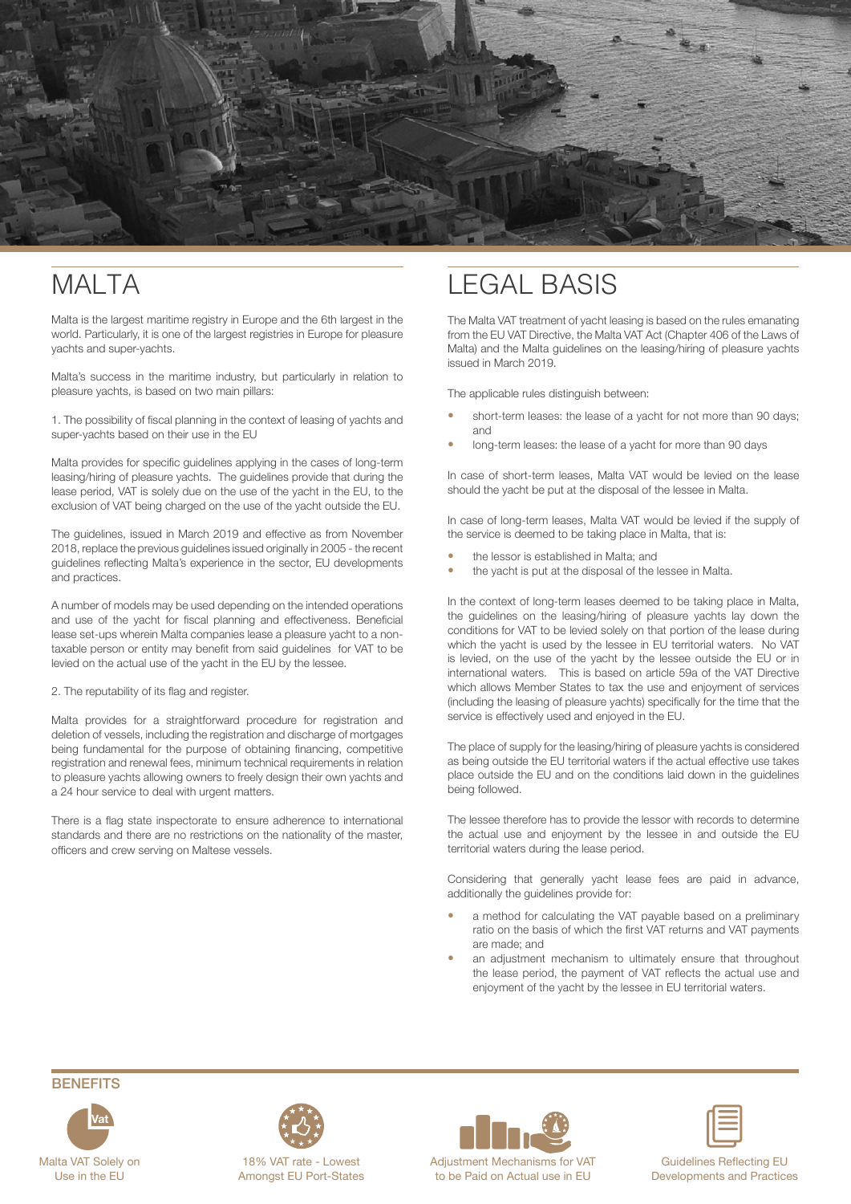# MALTA

Malta is the largest maritime registry in Europe and the 6th largest in the world. Particularly, it is one of the largest registries in Europe for pleasure yachts and super-yachts.

Malta's success in the maritime industry, but particularly in relation to pleasure yachts, is based on two main pillars:

1. The possibility of fiscal planning in the context of leasing of yachts and super-yachts based on their use in the EU

Malta provides for specific guidelines applying in the cases of long-term leasing/hiring of pleasure yachts. The guidelines provide that during the lease period, VAT is solely due on the use of the yacht in the EU, to the exclusion of VAT being charged on the use of the yacht outside the EU.

The guidelines, issued in March 2019 and effective as from November 2018, replace the previous guidelines issued originally in 2005 - the recent guidelines reflecting Malta's experience in the sector, EU developments and practices.

A number of models may be used depending on the intended operations and use of the yacht for fiscal planning and effectiveness. Beneficial lease set-ups wherein Malta companies lease a pleasure yacht to a non-taxable person or entity may benefit from said guidelines for VAT to be levied on the actual use of the yacht in the EU by the lessee.

2. The reputability of its flag and register.

Malta provides for a straightforward procedure for registration and deletion of vessels, including the registration and discharge of mortgages being fundamental for the purpose of obtaining financing, competitive registration and renewal fees, minimum technical requirements in relation to pleasure yachts allowing owners to freely design their own yachts and a 24 hour service to deal with urgent matters.

There is a flag state inspectorate to ensure adherence to international standards and there are no restrictions on the nationality of the master, officers and crew serving on Maltese vessels.

# LEGAL BASIS

The Malta VAT treatment of yacht leasing is based on the rules emanating from the EU VAT Directive, the Malta VAT Act (Chapter 406 of the Laws of Malta) and the Malta guidelines on the leasing/hiring of pleasure yachts issued in March 2019.

The applicable rules distinguish between:

- short-term leases: the lease of a yacht for not more than 90 days; and
- long-term leases: the lease of a yacht for more than 90 days

In case of short-term leases, Malta VAT would be levied on the lease should the yacht be put at the disposal of the lessee in Malta.

In case of long-term leases, Malta VAT would be levied if the supply of the service is deemed to be taking place in Malta, that is:

- the lessor is established in Malta; and
- the yacht is put at the disposal of the lessee in Malta.

In the context of long-term leases deemed to be taking place in Malta, the guidelines on the leasing/hiring of pleasure yachts lay down the conditions for VAT to be levied solely on that portion of the lease during which the yacht is used by the lessee in EU territorial waters. No VAT is levied, on the use of the yacht by the lessee outside the EU or in international waters. This is based on article 59a of the VAT Directive which allows Member States to tax the use and enjoyment of services (including the leasing of pleasure yachts) specifically for the time that the service is effectively used and enjoyed in the EU.

The place of supply for the leasing/hiring of pleasure yachts is considered as being outside the EU territorial waters if the actual effective use takes place outside the EU and on the conditions laid down in the guidelines being followed.

The lessee therefore has to provide the lessor with records to determine the actual use and enjoyment by the lessee in and outside the EU territorial waters during the lease period.

Considering that generally yacht lease fees are paid in advance, additionally the guidelines provide for:

- a method for calculating the VAT payable based on a preliminary ratio on the basis of which the first VAT returns and VAT payments are made; and
- an adjustment mechanism to ultimately ensure that throughout the lease period, the payment of VAT reflects the actual use and enjoyment of the yacht by the lessee in EU territorial waters.

## BENEFITS

- Malta VAT Solely on Use in the EU
- 18% VAT rate - Lowest Amongst EU Port-States
- Adjustment Mechanisms for VAT to be Paid on Actual use in EU
- Guidelines Reflecting EU Developments and Practices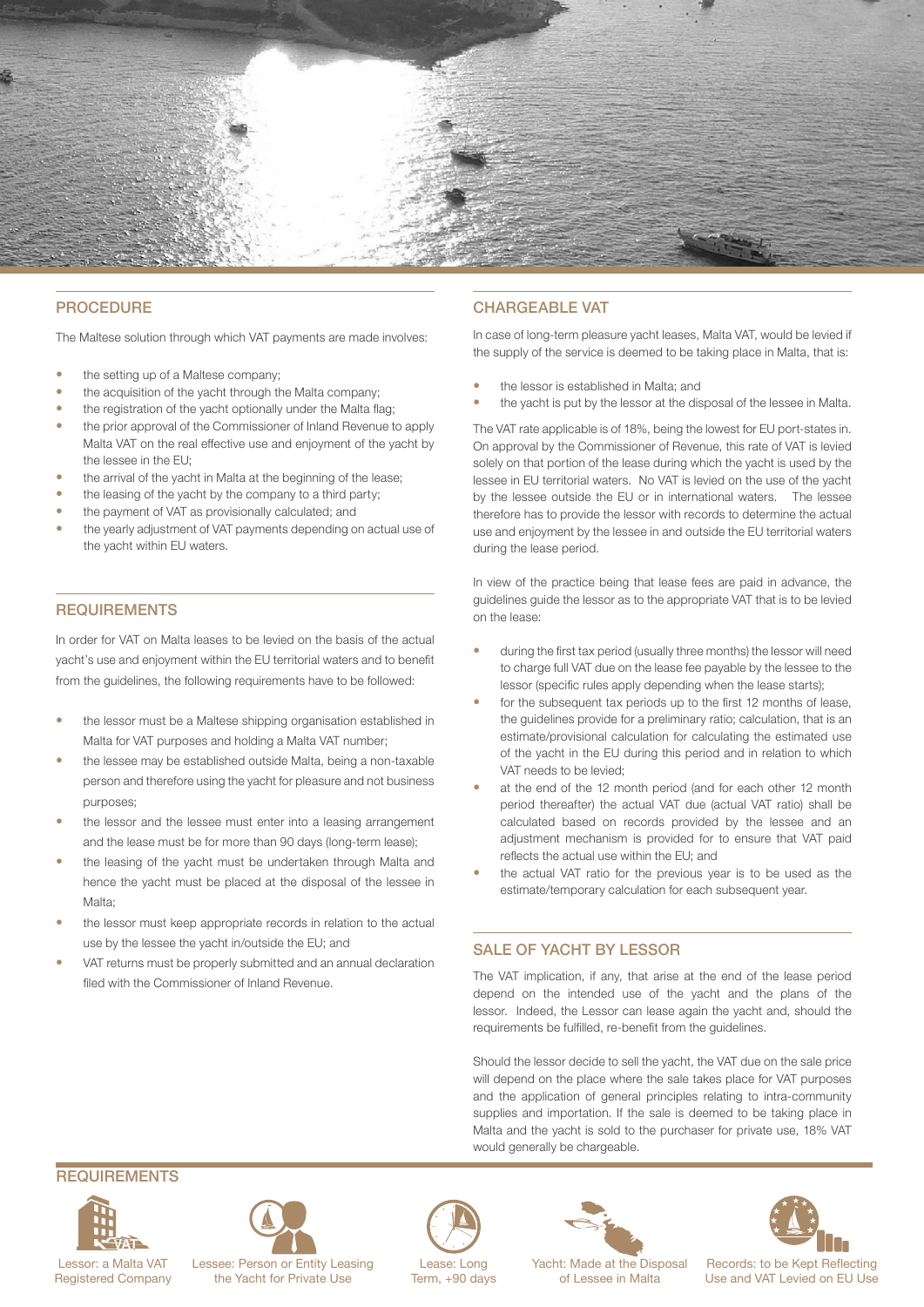## PROCEDURE

The Maltese solution through which VAT payments are made involves:

- the setting up of a Maltese company;
- the acquisition of the yacht through the Malta company;
- the registration of the yacht optionally under the Malta flag;
- the prior approval of the Commissioner of Inland Revenue to apply Malta VAT on the real effective use and enjoyment of the yacht by the lessee in the EU;
- the arrival of the yacht in Malta at the beginning of the lease;
- the leasing of the yacht by the company to a third party;
- the payment of VAT as provisionally calculated; and
- the yearly adjustment of VAT payments depending on actual use of the yacht within EU waters.

## REQUIREMENTS

In order for VAT on Malta leases to be levied on the basis of the actual yacht's use and enjoyment within the EU territorial waters and to benefit from the guidelines, the following requirements have to be followed:

- the lessor must be a Maltese shipping organisation established in Malta for VAT purposes and holding a Malta VAT number;
- the lessee may be established outside Malta, being a non-taxable person and therefore using the yacht for pleasure and not business purposes;
- the lessor and the lessee must enter into a leasing arrangement and the lease must be for more than 90 days (long-term lease);
- the leasing of the yacht must be undertaken through Malta and hence the yacht must be placed at the disposal of the lessee in Malta;
- the lessor must keep appropriate records in relation to the actual use by the lessee the yacht in/outside the EU; and
- VAT returns must be properly submitted and an annual declaration filed with the Commissioner of Inland Revenue.

## CHARGEABLE VAT

In case of long-term pleasure yacht leases, Malta VAT, would be levied if the supply of the service is deemed to be taking place in Malta, that is:

- the lessor is established in Malta; and
- the yacht is put by the lessor at the disposal of the lessee in Malta.

The VAT rate applicable is of 18%, being the lowest for EU port-states in. On approval by the Commissioner of Revenue, this rate of VAT is levied solely on that portion of the lease during which the yacht is used by the lessee in EU territorial waters. No VAT is levied on the use of the yacht by the lessee outside the EU or in international waters. The lessee therefore has to provide the lessor with records to determine the actual use and enjoyment by the lessee in and outside the EU territorial waters during the lease period.

In view of the practice being that lease fees are paid in advance, the guidelines guide the lessor as to the appropriate VAT that is to be levied on the lease:

- during the first tax period (usually three months) the lessor will need to charge full VAT due on the lease fee payable by the lessee to the lessor (specific rules apply depending when the lease starts);
- for the subsequent tax periods up to the first 12 months of lease, the guidelines provide for a preliminary ratio; calculation, that is an estimate/provisional calculation for calculating the estimated use of the yacht in the EU during this period and in relation to which VAT needs to be levied;
- at the end of the 12 month period (and for each other 12 month period thereafter) the actual VAT due (actual VAT ratio) shall be calculated based on records provided by the lessee and an adjustment mechanism is provided for to ensure that VAT paid reflects the actual use within the EU; and
- the actual VAT ratio for the previous year is to be used as the estimate/temporary calculation for each subsequent year.

## SALE OF YACHT BY LESSOR

The VAT implication, if any, that arise at the end of the lease period depend on the intended use of the yacht and the plans of the lessor. Indeed, the Lessor can lease again the yacht and, should the requirements be fulfilled, re-benefit from the guidelines.

Should the lessor decide to sell the yacht, the VAT due on the sale price will depend on the place where the sale takes place for VAT purposes and the application of general principles relating to intra-community supplies and importation. If the sale is deemed to be taking place in Malta and the yacht is sold to the purchaser for private use, 18% VAT would generally be chargeable.

## REQUIREMENTS

- Lessor: a Malta VAT Registered Company
- Lessee: Person or Entity Leasing the Yacht for Private Use
- Lease: Long Term, +90 days
- Yacht: Made at the Disposal of Lessee in Malta
- Records: to be Kept Reflecting Use and VAT Levied on EU Use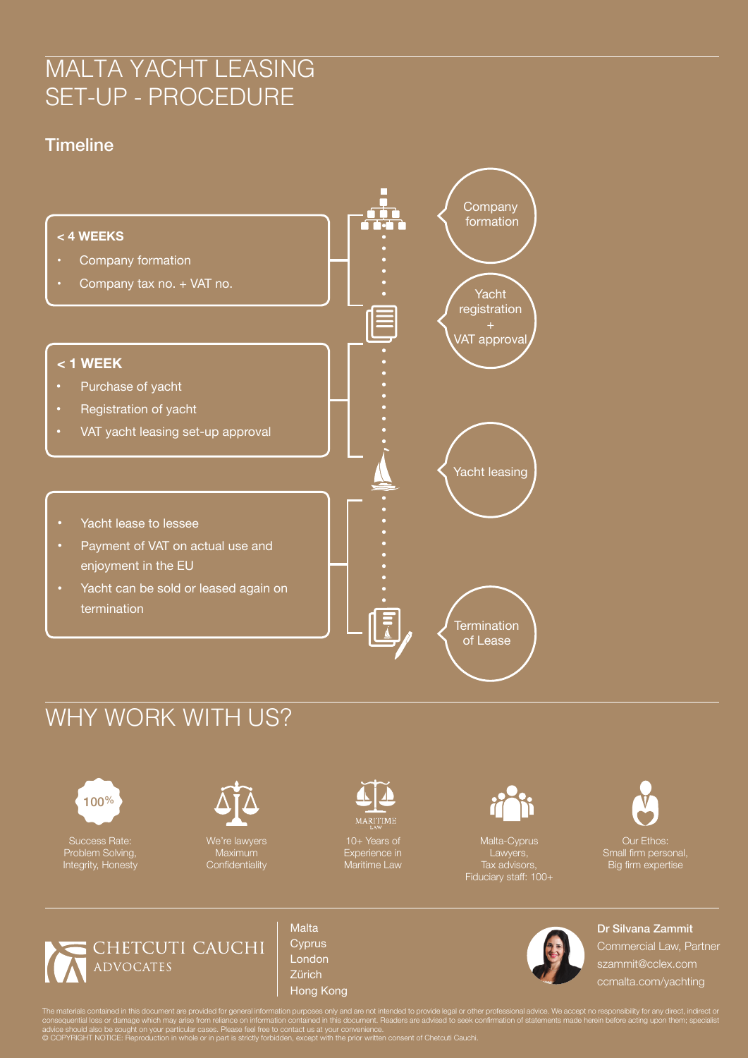# MALTA YACHT LEASING SET-UP - PROCEDURE

## Timeline

**< 4 WEEKS**

- Company formation
- Company tax no. + VAT no.

Company formation

**< 1 WEEK**

- Purchase of yacht
- Registration of yacht
- VAT yacht leasing set-up approval

Yacht registration + VAT approval

Yacht leasing

- Yacht lease to lessee
- Payment of VAT on actual use and enjoyment in the EU
- Yacht can be sold or leased again on termination

Termination of Lease

# WHY WORK WITH US?

100%

Success Rate: Problem Solving, Integrity, Honesty

We're lawyers Maximum Confidentiality

MARITIME LAW

10+ Years of Experience in Maritime Law

Malta-Cyprus Lawyers, Tax advisors, Fiduciary staff: 100+

Our Ethos: Small firm personal, Big firm expertise

CHETCUTI CAUCHI ADVOCATES

Malta
Cyprus
London
Zürich
Hong Kong

**Dr Silvana Zammit**
Commercial Law, Partner
szammit@cclex.com
ccmalta.com/yachting

The materials contained in this document are provided for general information purposes only and are not intended to provide legal or other professional advice. We accept no responsibility for any direct, indirect or consequential loss or damage which may arise from reliance on information contained in this document. Readers are advised to seek confirmation of statements made herein before acting upon them; specialist advice should also be sought on your particular cases. Please feel free to contact us at your convenience.
© COPYRIGHT NOTICE: Reproduction in whole or in part is strictly forbidden, except with the prior written consent of Chetcuti Cauchi.